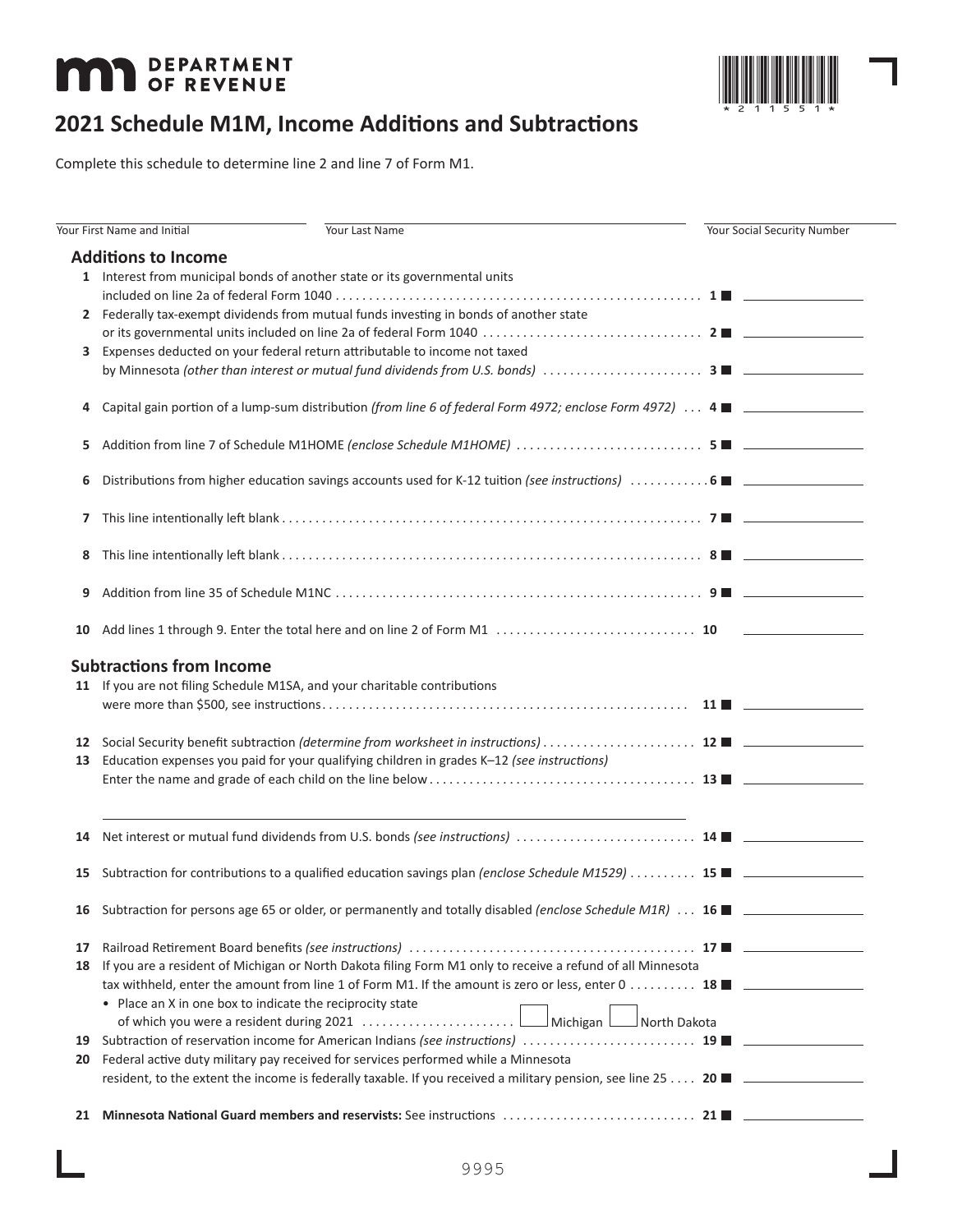**DEPARTMENT OF REVENUE**

# 2021 Schedule M1M, Income Additions and Subtractions

Complete this schedule to determine line 2 and line 7 of Form M1.

Your First Name and Initial | Your Last Name | Your Social Security Number

## Additions to Income

1 Interest from municipal bonds of another state or its governmental units included on line 2a of federal Form 1040 . . . . . . . . . . 1 ■ ________

2 Federally tax-exempt dividends from mutual funds investing in bonds of another state or its governmental units included on line 2a of federal Form 1040 . . . . . . . . . . 2 ■ ________

3 Expenses deducted on your federal return attributable to income not taxed by Minnesota *(other than interest or mutual fund dividends from U.S. bonds)* . . . . . . . . . . 3 ■ ________

4 Capital gain portion of a lump-sum distribution *(from line 6 of federal Form 4972; enclose Form 4972)* . . . 4 ■ ________

5 Addition from line 7 of Schedule M1HOME *(enclose Schedule M1HOME)* . . . . . . . . . . 5 ■ ________

6 Distributions from higher education savings accounts used for K-12 tuition *(see instructions)* . . . . . . . . . . 6 ■ ________

7 This line intentionally left blank . . . . . . . . . . 7 ■ ________

8 This line intentionally left blank . . . . . . . . . . 8 ■ ________

9 Addition from line 35 of Schedule M1NC . . . . . . . . . . 9 ■ ________

10 Add lines 1 through 9. Enter the total here and on line 2 of Form M1 . . . . . . . . . . 10 ________

## Subtractions from Income

11 If you are not filing Schedule M1SA, and your charitable contributions were more than $500, see instructions . . . . . . . . . . 11 ■ ________

12 Social Security benefit subtraction *(determine from worksheet in instructions)* . . . . . . . . . . 12 ■ ________

13 Education expenses you paid for your qualifying children in grades K–12 *(see instructions)* Enter the name and grade of each child on the line below . . . . . . . . . . 13 ■ ________

________________________________________

14 Net interest or mutual fund dividends from U.S. bonds *(see instructions)* . . . . . . . . . . 14 ■ ________

15 Subtraction for contributions to a qualified education savings plan *(enclose Schedule M1529)* . . . . . . . . . . 15 ■ ________

16 Subtraction for persons age 65 or older, or permanently and totally disabled *(enclose Schedule M1R)* . . . 16 ■ ________

17 Railroad Retirement Board benefits *(see instructions)* . . . . . . . . . . 17 ■ ________

18 If you are a resident of Michigan or North Dakota filing Form M1 only to receive a refund of all Minnesota tax withheld, enter the amount from line 1 of Form M1. If the amount is zero or less, enter 0 . . . . . . . . . . 18 ■ ________

- Place an X in one box to indicate the reciprocity state of which you were a resident during 2021 . . . . . . . . . . ☐ Michigan ☐ North Dakota

19 Subtraction of reservation income for American Indians *(see instructions)* . . . . . . . . . . 19 ■ ________

20 Federal active duty military pay received for services performed while a Minnesota resident, to the extent the income is federally taxable. If you received a military pension, see line 25 . . . . 20 ■ ________

21 **Minnesota National Guard members and reservists:** See instructions . . . . . . . . . . 21 ■ ________

9995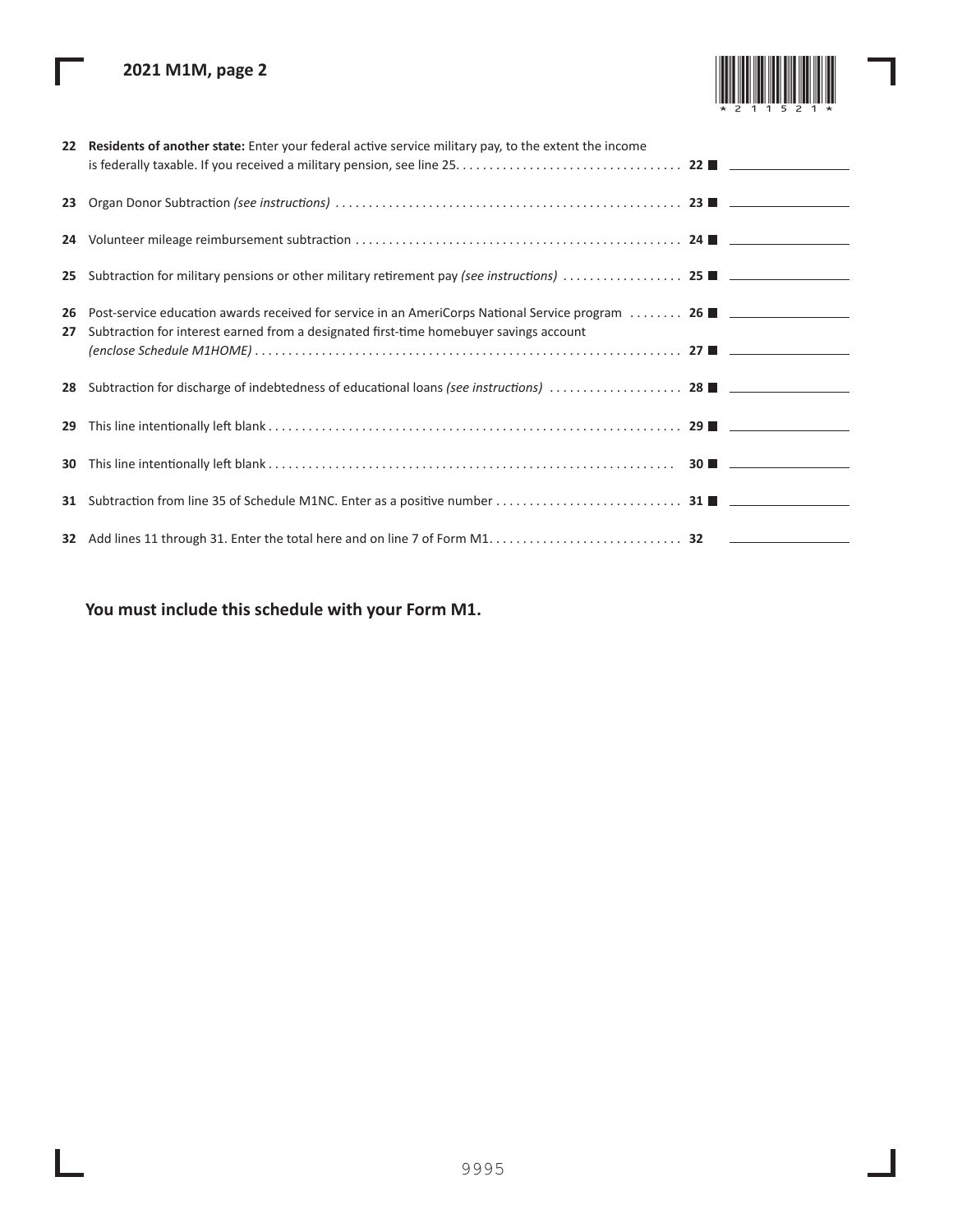## 2021 M1M, page 2

22 **Residents of another state:** Enter your federal active service military pay, to the extent the income is federally taxable. If you received a military pension, see line 25 . . . . . . . . . . . . . . . . . . . . . . . . . . . . . . . . . **22** ________

23 Organ Donor Subtraction *(see instructions)* . . . . . . . . . . . . . . . . . . . . . . . . . . . . . . . . . . . . . . . . . . . . . . . . . . . **23** ________

24 Volunteer mileage reimbursement subtraction . . . . . . . . . . . . . . . . . . . . . . . . . . . . . . . . . . . . . . . . . . . . . . . . **24** ________

25 Subtraction for military pensions or other military retirement pay *(see instructions)* . . . . . . . . . . . . . . . . . **25** ________

26 Post-service education awards received for service in an AmeriCorps National Service program . . . . . . . . **26** ________

27 Subtraction for interest earned from a designated first-time homebuyer savings account *(enclose Schedule M1HOME)* . . . . . . . . . . . . . . . . . . . . . . . . . . . . . . . . . . . . . . . . . . . . . . . . . . . . . . . . . . . . . . . **27** ________

28 Subtraction for discharge of indebtedness of educational loans *(see instructions)* . . . . . . . . . . . . . . . . . . . . **28** ________

29 This line intentionally left blank . . . . . . . . . . . . . . . . . . . . . . . . . . . . . . . . . . . . . . . . . . . . . . . . . . . . . . . . . . . . . . **29** ________

30 This line intentionally left blank . . . . . . . . . . . . . . . . . . . . . . . . . . . . . . . . . . . . . . . . . . . . . . . . . . . . . . . . . . . . . **30** ________

31 Subtraction from line 35 of Schedule M1NC. Enter as a positive number . . . . . . . . . . . . . . . . . . . . . . . . . . . **31** ________

32 Add lines 11 through 31. Enter the total here and on line 7 of Form M1. . . . . . . . . . . . . . . . . . . . . . . . . . . . **32** ________

**You must include this schedule with your Form M1.**

9995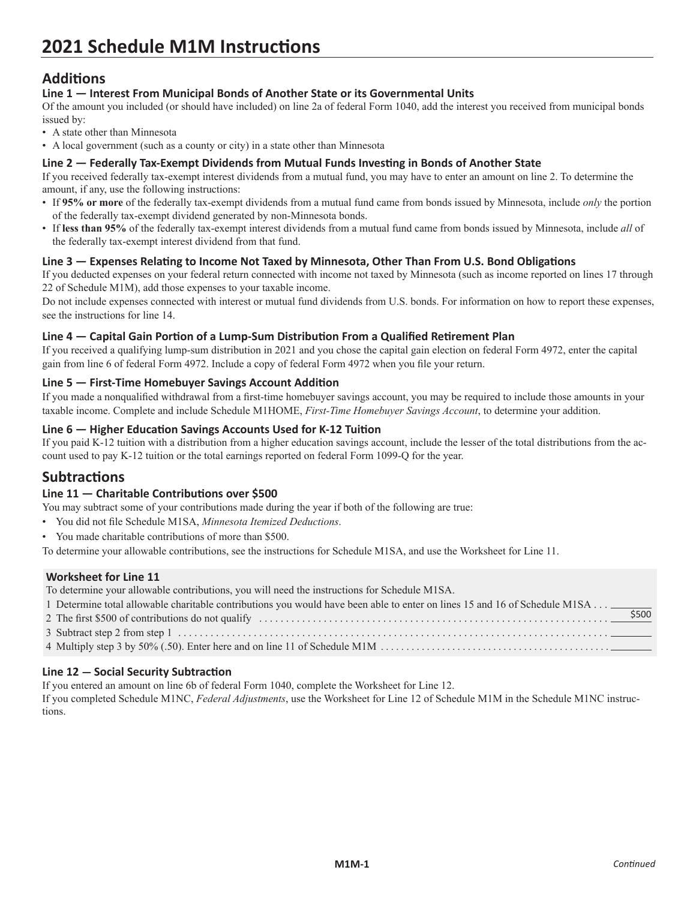# 2021 Schedule M1M Instructions

## Additions

### Line 1 — Interest From Municipal Bonds of Another State or its Governmental Units

Of the amount you included (or should have included) on line 2a of federal Form 1040, add the interest you received from municipal bonds issued by:

- A state other than Minnesota
- A local government (such as a county or city) in a state other than Minnesota

### Line 2 — Federally Tax-Exempt Dividends from Mutual Funds Investing in Bonds of Another State

If you received federally tax-exempt interest dividends from a mutual fund, you may have to enter an amount on line 2. To determine the amount, if any, use the following instructions:

- If **95% or more** of the federally tax-exempt dividends from a mutual fund came from bonds issued by Minnesota, include *only* the portion of the federally tax-exempt dividend generated by non-Minnesota bonds.
- If **less than 95%** of the federally tax-exempt interest dividends from a mutual fund came from bonds issued by Minnesota, include *all* of the federally tax-exempt interest dividend from that fund.

### Line 3 — Expenses Relating to Income Not Taxed by Minnesota, Other Than From U.S. Bond Obligations

If you deducted expenses on your federal return connected with income not taxed by Minnesota (such as income reported on lines 17 through 22 of Schedule M1M), add those expenses to your taxable income.

Do not include expenses connected with interest or mutual fund dividends from U.S. bonds. For information on how to report these expenses, see the instructions for line 14.

### Line 4 — Capital Gain Portion of a Lump-Sum Distribution From a Qualified Retirement Plan

If you received a qualifying lump-sum distribution in 2021 and you chose the capital gain election on federal Form 4972, enter the capital gain from line 6 of federal Form 4972. Include a copy of federal Form 4972 when you file your return.

### Line 5 — First-Time Homebuyer Savings Account Addition

If you made a nonqualified withdrawal from a first-time homebuyer savings account, you may be required to include those amounts in your taxable income. Complete and include Schedule M1HOME, *First-Time Homebuyer Savings Account*, to determine your addition.

### Line 6 — Higher Education Savings Accounts Used for K-12 Tuition

If you paid K-12 tuition with a distribution from a higher education savings account, include the lesser of the total distributions from the account used to pay K-12 tuition or the total earnings reported on federal Form 1099-Q for the year.

## Subtractions

### Line 11 — Charitable Contributions over $500

You may subtract some of your contributions made during the year if both of the following are true:

- You did not file Schedule M1SA, *Minnesota Itemized Deductions*.
- You made charitable contributions of more than $500.

To determine your allowable contributions, see the instructions for Schedule M1SA, and use the Worksheet for Line 11.

**Worksheet for Line 11**

To determine your allowable contributions, you will need the instructions for Schedule M1SA.

| | |
|---|---|
| 1 Determine total allowable charitable contributions you would have been able to enter on lines 15 and 16 of Schedule M1SA | |
| 2 The first $500 of contributions do not qualify | $500 |
| 3 Subtract step 2 from step 1 | |
| 4 Multiply step 3 by 50% (.50). Enter here and on line 11 of Schedule M1M | |

### Line 12 — Social Security Subtraction

If you entered an amount on line 6b of federal Form 1040, complete the Worksheet for Line 12.

If you completed Schedule M1NC, *Federal Adjustments*, use the Worksheet for Line 12 of Schedule M1M in the Schedule M1NC instructions.

*Continued*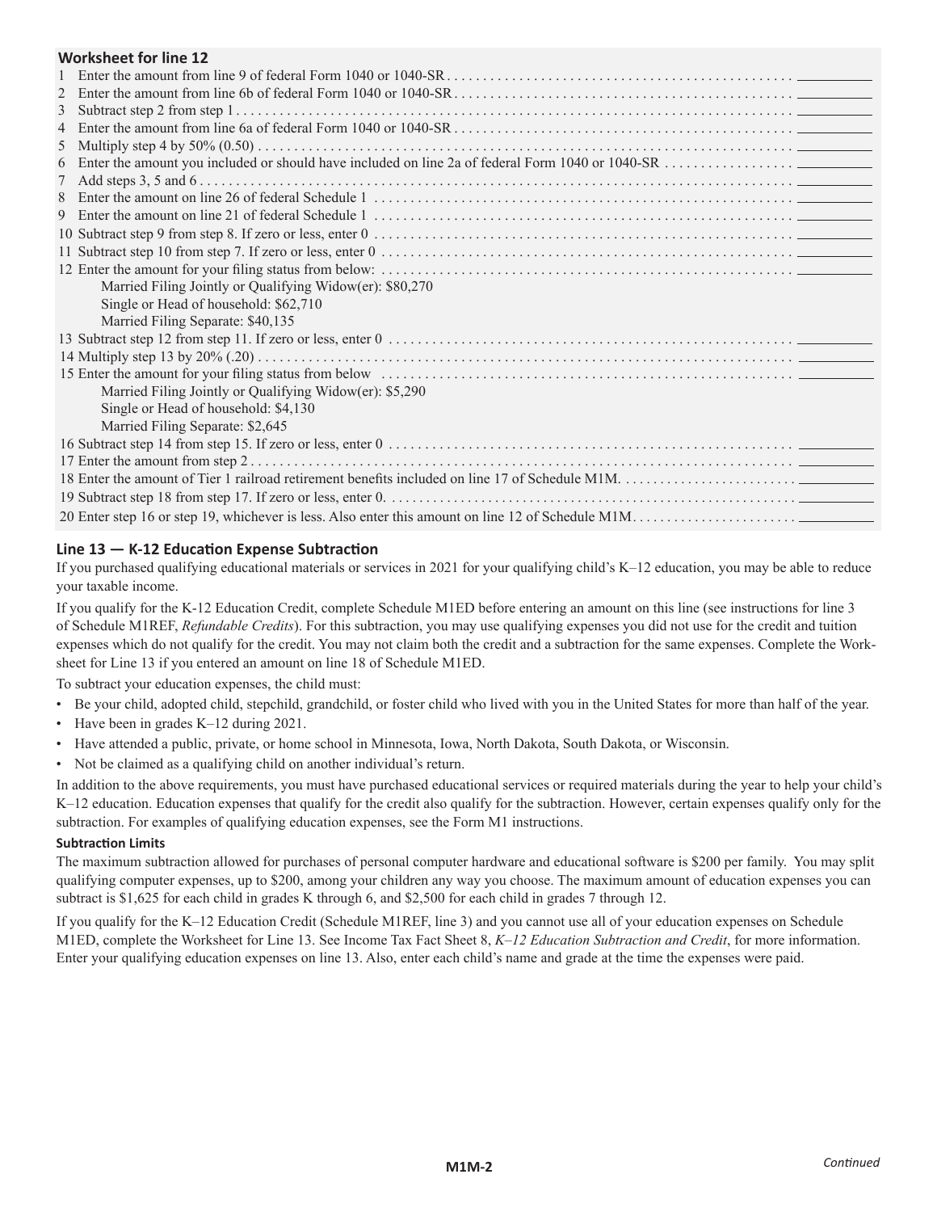### Worksheet for line 12

1 Enter the amount from line 9 of federal Form 1040 or 1040-SR . . . . . . . . . . . . . . . . . . . . . . . . . . . . . . . . . . . . . . . . . . . . . . . . ________
2 Enter the amount from line 6b of federal Form 1040 or 1040-SR . . . . . . . . . . . . . . . . . . . . . . . . . . . . . . . . . . . . . . . . . . . . . . ________
3 Subtract step 2 from step 1 . . . . . . . . . . . . . . . . . . . . . . . . . . . . . . . . . . . . . . . . . . . . . . . . . . . . . . . . . . . . . . . . . . . . . . . . ________
4 Enter the amount from line 6a of federal Form 1040 or 1040-SR . . . . . . . . . . . . . . . . . . . . . . . . . . . . . . . . . . . . . . . . . . . . . . ________
5 Multiply step 4 by 50% (0.50) . . . . . . . . . . . . . . . . . . . . . . . . . . . . . . . . . . . . . . . . . . . . . . . . . . . . . . . . . . . . . . . . . . . . . . ________
6 Enter the amount you included or should have included on line 2a of federal Form 1040 or 1040-SR . . . . . . . . . . . . . . . . . . ________
7 Add steps 3, 5 and 6 . . . . . . . . . . . . . . . . . . . . . . . . . . . . . . . . . . . . . . . . . . . . . . . . . . . . . . . . . . . . . . . . . . . . . . . . . . . . ________
8 Enter the amount on line 26 of federal Schedule 1 . . . . . . . . . . . . . . . . . . . . . . . . . . . . . . . . . . . . . . . . . . . . . . . . . . . . . . . . ________
9 Enter the amount on line 21 of federal Schedule 1 . . . . . . . . . . . . . . . . . . . . . . . . . . . . . . . . . . . . . . . . . . . . . . . . . . . . . . . . ________
10 Subtract step 9 from step 8. If zero or less, enter 0 . . . . . . . . . . . . . . . . . . . . . . . . . . . . . . . . . . . . . . . . . . . . . . . . . . . . . . . ________
11 Subtract step 10 from step 7. If zero or less, enter 0 . . . . . . . . . . . . . . . . . . . . . . . . . . . . . . . . . . . . . . . . . . . . . . . . . . . . . . ________
12 Enter the amount for your filing status from below: . . . . . . . . . . . . . . . . . . . . . . . . . . . . . . . . . . . . . . . . . . . . . . . . . . . . . . . ________
 Married Filing Jointly or Qualifying Widow(er): $80,270
 Single or Head of household: $62,710
 Married Filing Separate: $40,135
13 Subtract step 12 from step 11. If zero or less, enter 0 . . . . . . . . . . . . . . . . . . . . . . . . . . . . . . . . . . . . . . . . . . . . . . . . . . . . . ________
14 Multiply step 13 by 20% (.20) . . . . . . . . . . . . . . . . . . . . . . . . . . . . . . . . . . . . . . . . . . . . . . . . . . . . . . . . . . . . . . . . . . . . . . . ________
15 Enter the amount for your filing status from below . . . . . . . . . . . . . . . . . . . . . . . . . . . . . . . . . . . . . . . . . . . . . . . . . . . . . . . . ________
 Married Filing Jointly or Qualifying Widow(er): $5,290
 Single or Head of household: $4,130
 Married Filing Separate: $2,645
16 Subtract step 14 from step 15. If zero or less, enter 0 . . . . . . . . . . . . . . . . . . . . . . . . . . . . . . . . . . . . . . . . . . . . . . . . . . . . . ________
17 Enter the amount from step 2 . . . . . . . . . . . . . . . . . . . . . . . . . . . . . . . . . . . . . . . . . . . . . . . . . . . . . . . . . . . . . . . . . . . . . . . . ________
18 Enter the amount of Tier 1 railroad retirement benefits included on line 17 of Schedule M1M. . . . . . . . . . . . . . . . . . . . . . . . . . ________
19 Subtract step 18 from step 17. If zero or less, enter 0. . . . . . . . . . . . . . . . . . . . . . . . . . . . . . . . . . . . . . . . . . . . . . . . . . . . . . ________
20 Enter step 16 or step 19, whichever is less. Also enter this amount on line 12 of Schedule M1M. . . . . . . . . . . . . . . . . . . . . . . . ________

### Line 13 — K-12 Education Expense Subtraction

If you purchased qualifying educational materials or services in 2021 for your qualifying child's K–12 education, you may be able to reduce your taxable income.

If you qualify for the K-12 Education Credit, complete Schedule M1ED before entering an amount on this line (see instructions for line 3 of Schedule M1REF, *Refundable Credits*). For this subtraction, you may use qualifying expenses you did not use for the credit and tuition expenses which do not qualify for the credit. You may not claim both the credit and a subtraction for the same expenses. Complete the Worksheet for Line 13 if you entered an amount on line 18 of Schedule M1ED.

To subtract your education expenses, the child must:

- Be your child, adopted child, stepchild, grandchild, or foster child who lived with you in the United States for more than half of the year.
- Have been in grades K–12 during 2021.
- Have attended a public, private, or home school in Minnesota, Iowa, North Dakota, South Dakota, or Wisconsin.
- Not be claimed as a qualifying child on another individual's return.

In addition to the above requirements, you must have purchased educational services or required materials during the year to help your child's K–12 education. Education expenses that qualify for the credit also qualify for the subtraction. However, certain expenses qualify only for the subtraction. For examples of qualifying education expenses, see the Form M1 instructions.

#### Subtraction Limits

The maximum subtraction allowed for purchases of personal computer hardware and educational software is $200 per family. You may split qualifying computer expenses, up to $200, among your children any way you choose. The maximum amount of education expenses you can subtract is $1,625 for each child in grades K through 6, and $2,500 for each child in grades 7 through 12.

If you qualify for the K–12 Education Credit (Schedule M1REF, line 3) and you cannot use all of your education expenses on Schedule M1ED, complete the Worksheet for Line 13. See Income Tax Fact Sheet 8, *K–12 Education Subtraction and Credit*, for more information. Enter your qualifying education expenses on line 13. Also, enter each child's name and grade at the time the expenses were paid.

*Continued*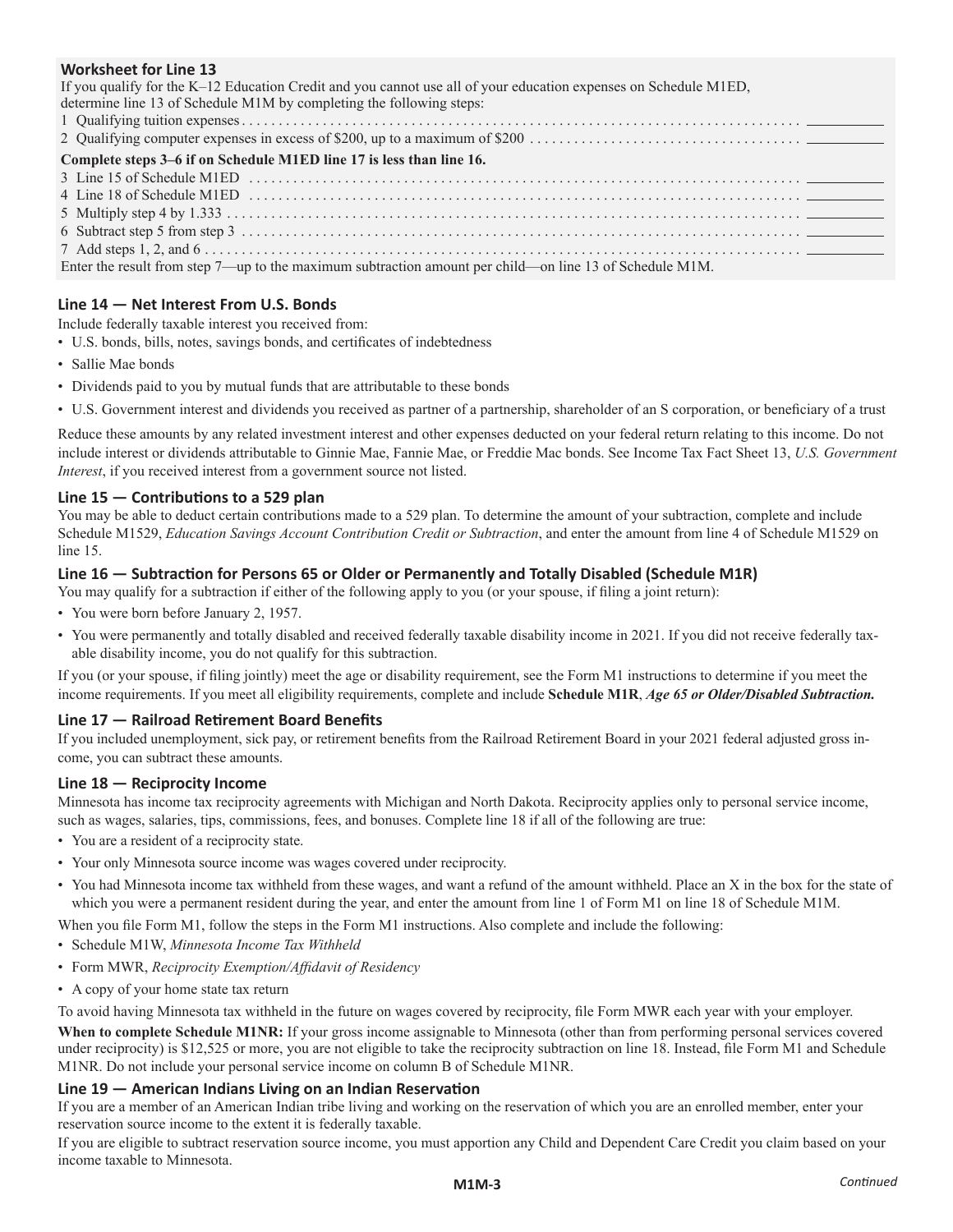### Worksheet for Line 13

If you qualify for the K–12 Education Credit and you cannot use all of your education expenses on Schedule M1ED, determine line 13 of Schedule M1M by completing the following steps:

1 Qualifying tuition expenses . . . . . . . . . . . . . . . . . . . . . . . . . . . . . . . . . . . . . . . . . . . . . . . . . . . . . . . . . . . . . . . . . . . . . . . . . . . . ________

2 Qualifying computer expenses in excess of $200, up to a maximum of $200 . . . . . . . . . . . . . . . . . . . . . . . . . . . . . . . . . . . . ________

**Complete steps 3–6 if on Schedule M1ED line 17 is less than line 16.**

3 Line 15 of Schedule M1ED . . . . . . . . . . . . . . . . . . . . . . . . . . . . . . . . . . . . . . . . . . . . . . . . . . . . . . . . . . . . . . . . . . . . . . . . ________

4 Line 18 of Schedule M1ED . . . . . . . . . . . . . . . . . . . . . . . . . . . . . . . . . . . . . . . . . . . . . . . . . . . . . . . . . . . . . . . . . . . . . . . . ________

5 Multiply step 4 by 1.333 . . . . . . . . . . . . . . . . . . . . . . . . . . . . . . . . . . . . . . . . . . . . . . . . . . . . . . . . . . . . . . . . . . . . . . . . . . ________

6 Subtract step 5 from step 3 . . . . . . . . . . . . . . . . . . . . . . . . . . . . . . . . . . . . . . . . . . . . . . . . . . . . . . . . . . . . . . . . . . . . . . . . ________

7 Add steps 1, 2, and 6 . . . . . . . . . . . . . . . . . . . . . . . . . . . . . . . . . . . . . . . . . . . . . . . . . . . . . . . . . . . . . . . . . . . . . . . . . . . . . ________

Enter the result from step 7—up to the maximum subtraction amount per child—on line 13 of Schedule M1M.

### Line 14 — Net Interest From U.S. Bonds

Include federally taxable interest you received from:

- U.S. bonds, bills, notes, savings bonds, and certificates of indebtedness
- Sallie Mae bonds
- Dividends paid to you by mutual funds that are attributable to these bonds
- U.S. Government interest and dividends you received as partner of a partnership, shareholder of an S corporation, or beneficiary of a trust

Reduce these amounts by any related investment interest and other expenses deducted on your federal return relating to this income. Do not include interest or dividends attributable to Ginnie Mae, Fannie Mae, or Freddie Mac bonds. See Income Tax Fact Sheet 13, *U.S. Government Interest*, if you received interest from a government source not listed.

### Line 15 — Contributions to a 529 plan

You may be able to deduct certain contributions made to a 529 plan. To determine the amount of your subtraction, complete and include Schedule M1529, *Education Savings Account Contribution Credit or Subtraction*, and enter the amount from line 4 of Schedule M1529 on line 15.

### Line 16 — Subtraction for Persons 65 or Older or Permanently and Totally Disabled (Schedule M1R)

You may qualify for a subtraction if either of the following apply to you (or your spouse, if filing a joint return):

- You were born before January 2, 1957.
- You were permanently and totally disabled and received federally taxable disability income in 2021. If you did not receive federally taxable disability income, you do not qualify for this subtraction.

If you (or your spouse, if filing jointly) meet the age or disability requirement, see the Form M1 instructions to determine if you meet the income requirements. If you meet all eligibility requirements, complete and include **Schedule M1R**, ***Age 65 or Older/Disabled Subtraction.***

### Line 17 — Railroad Retirement Board Benefits

If you included unemployment, sick pay, or retirement benefits from the Railroad Retirement Board in your 2021 federal adjusted gross income, you can subtract these amounts.

### Line 18 — Reciprocity Income

Minnesota has income tax reciprocity agreements with Michigan and North Dakota. Reciprocity applies only to personal service income, such as wages, salaries, tips, commissions, fees, and bonuses. Complete line 18 if all of the following are true:

- You are a resident of a reciprocity state.
- Your only Minnesota source income was wages covered under reciprocity.
- You had Minnesota income tax withheld from these wages, and want a refund of the amount withheld. Place an X in the box for the state of which you were a permanent resident during the year, and enter the amount from line 1 of Form M1 on line 18 of Schedule M1M.

When you file Form M1, follow the steps in the Form M1 instructions. Also complete and include the following:

- Schedule M1W, *Minnesota Income Tax Withheld*
- Form MWR, *Reciprocity Exemption/Affidavit of Residency*
- A copy of your home state tax return

To avoid having Minnesota tax withheld in the future on wages covered by reciprocity, file Form MWR each year with your employer.

**When to complete Schedule M1NR:** If your gross income assignable to Minnesota (other than from performing personal services covered under reciprocity) is $12,525 or more, you are not eligible to take the reciprocity subtraction on line 18. Instead, file Form M1 and Schedule M1NR. Do not include your personal service income on column B of Schedule M1NR.

### Line 19 — American Indians Living on an Indian Reservation

If you are a member of an American Indian tribe living and working on the reservation of which you are an enrolled member, enter your reservation source income to the extent it is federally taxable.

If you are eligible to subtract reservation source income, you must apportion any Child and Dependent Care Credit you claim based on your income taxable to Minnesota.

*Continued*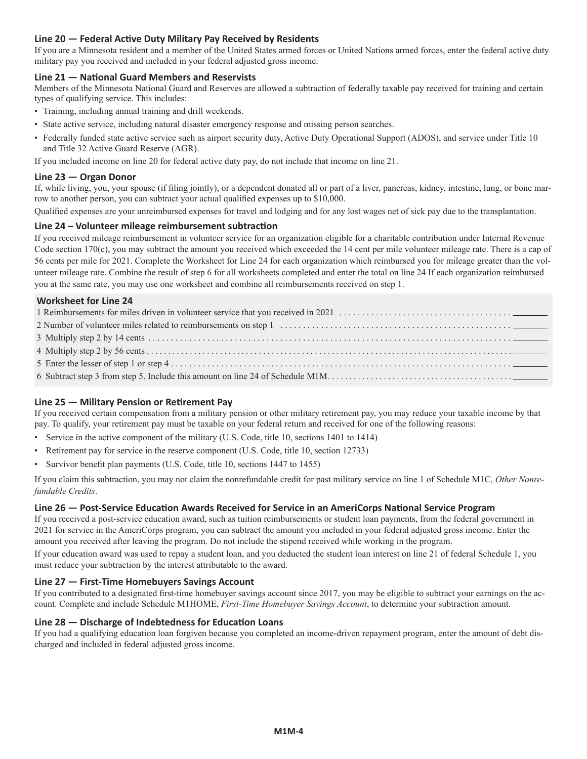### Line 20 — Federal Active Duty Military Pay Received by Residents

If you are a Minnesota resident and a member of the United States armed forces or United Nations armed forces, enter the federal active duty military pay you received and included in your federal adjusted gross income.

### Line 21 — National Guard Members and Reservists

Members of the Minnesota National Guard and Reserves are allowed a subtraction of federally taxable pay received for training and certain types of qualifying service. This includes:

- Training, including annual training and drill weekends.
- State active service, including natural disaster emergency response and missing person searches.
- Federally funded state active service such as airport security duty, Active Duty Operational Support (ADOS), and service under Title 10 and Title 32 Active Guard Reserve (AGR).

If you included income on line 20 for federal active duty pay, do not include that income on line 21.

### Line 23 — Organ Donor

If, while living, you, your spouse (if filing jointly), or a dependent donated all or part of a liver, pancreas, kidney, intestine, lung, or bone marrow to another person, you can subtract your actual qualified expenses up to $10,000.

Qualified expenses are your unreimbursed expenses for travel and lodging and for any lost wages net of sick pay due to the transplantation.

### Line 24 – Volunteer mileage reimbursement subtraction

If you received mileage reimbursement in volunteer service for an organization eligible for a charitable contribution under Internal Revenue Code section 170(c), you may subtract the amount you received which exceeded the 14 cent per mile volunteer mileage rate. There is a cap of 56 cents per mile for 2021. Complete the Worksheet for Line 24 for each organization which reimbursed you for mileage greater than the volunteer mileage rate. Combine the result of step 6 for all worksheets completed and enter the total on line 24 If each organization reimbursed you at the same rate, you may use one worksheet and combine all reimbursements received on step 1.

#### Worksheet for Line 24

1 Reimbursements for miles driven in volunteer service that you received in 2021 . . . . . . . . . . . . . . . . . . . . . . . . . . . . . . . . . . . . . _______

2 Number of volunteer miles related to reimbursements on step 1 . . . . . . . . . . . . . . . . . . . . . . . . . . . . . . . . . . . . . . . . . . . . . . . . _______

3 Multiply step 2 by 14 cents . . . . . . . . . . . . . . . . . . . . . . . . . . . . . . . . . . . . . . . . . . . . . . . . . . . . . . . . . . . . . . . . . . . . . . . . . . . _______

4 Multiply step 2 by 56 cents . . . . . . . . . . . . . . . . . . . . . . . . . . . . . . . . . . . . . . . . . . . . . . . . . . . . . . . . . . . . . . . . . . . . . . . . . . . _______

5 Enter the lesser of step 1 or step 4 . . . . . . . . . . . . . . . . . . . . . . . . . . . . . . . . . . . . . . . . . . . . . . . . . . . . . . . . . . . . . . . . . . . . . _______

6 Subtract step 3 from step 5. Include this amount on line 24 of Schedule M1M. . . . . . . . . . . . . . . . . . . . . . . . . . . . . . . . . . . . . . . . _______

### Line 25 — Military Pension or Retirement Pay

If you received certain compensation from a military pension or other military retirement pay, you may reduce your taxable income by that pay. To qualify, your retirement pay must be taxable on your federal return and received for one of the following reasons:

- Service in the active component of the military (U.S. Code, title 10, sections 1401 to 1414)
- Retirement pay for service in the reserve component (U.S. Code, title 10, section 12733)
- Survivor benefit plan payments (U.S. Code, title 10, sections 1447 to 1455)

If you claim this subtraction, you may not claim the nonrefundable credit for past military service on line 1 of Schedule M1C, *Other Nonrefundable Credits*.

### Line 26 — Post-Service Education Awards Received for Service in an AmeriCorps National Service Program

If you received a post-service education award, such as tuition reimbursements or student loan payments, from the federal government in 2021 for service in the AmeriCorps program, you can subtract the amount you included in your federal adjusted gross income. Enter the amount you received after leaving the program. Do not include the stipend received while working in the program.

If your education award was used to repay a student loan, and you deducted the student loan interest on line 21 of federal Schedule 1, you must reduce your subtraction by the interest attributable to the award.

### Line 27 — First-Time Homebuyers Savings Account

If you contributed to a designated first-time homebuyer savings account since 2017, you may be eligible to subtract your earnings on the account. Complete and include Schedule M1HOME, *First-Time Homebuyer Savings Account*, to determine your subtraction amount.

### Line 28 — Discharge of Indebtedness for Education Loans

If you had a qualifying education loan forgiven because you completed an income-driven repayment program, enter the amount of debt discharged and included in federal adjusted gross income.